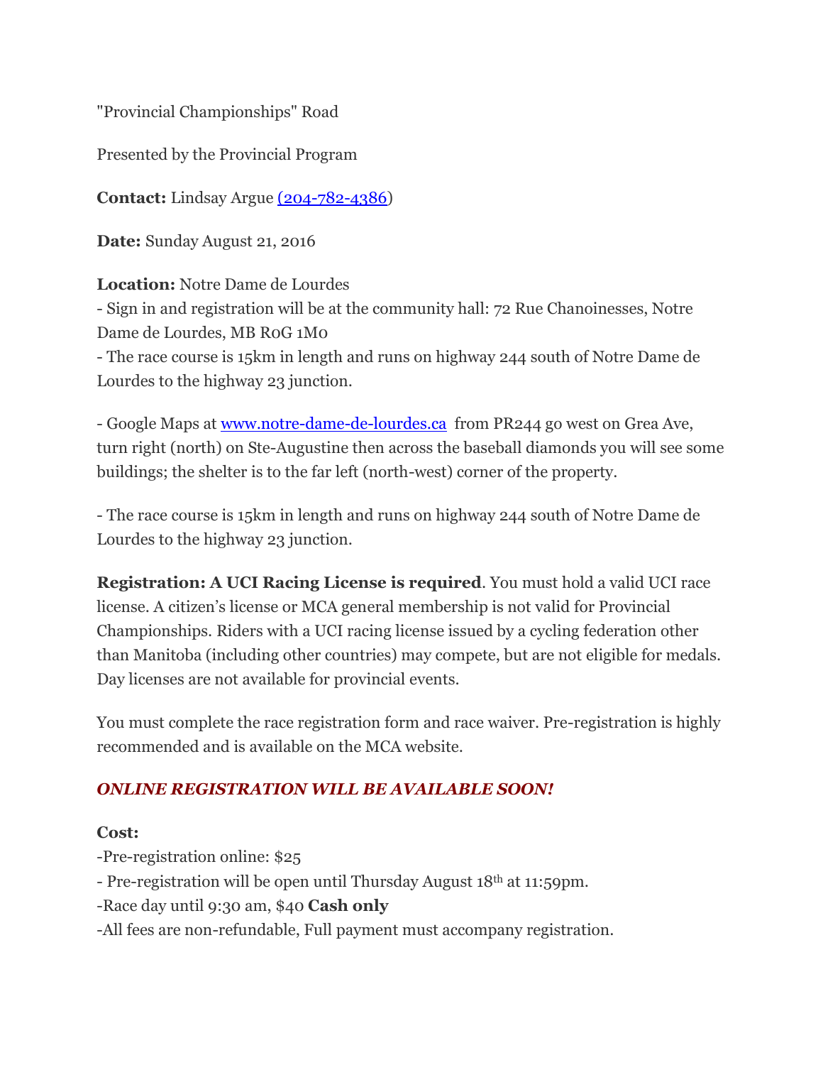"Provincial Championships" Road

Presented by the Provincial Program

**Contact:** Lindsay Argue [(204-782-4386)](tel:204-782-4386)

**Date:** Sunday August 21, 2016

**Location:** Notre Dame de Lourdes

- Sign in and registration will be at the community hall: 72 Rue Chanoinesses, Notre Dame de Lourdes, MB R0G 1M0
- The race course is 15km in length and runs on highway 244 south of Notre Dame de Lourdes to the highway 23 junction.

- Google Maps at [www.notre-dame-de-lourdes.ca](http://www.notre-dame-de-lourdes.ca) from PR244 go west on Grea Ave, turn right (north) on Ste-Augustine then across the baseball diamonds you will see some buildings; the shelter is to the far left (north-west) corner of the property.

- The race course is 15km in length and runs on highway 244 south of Notre Dame de Lourdes to the highway 23 junction.

**Registration: A UCI Racing License is required**. You must hold a valid UCI race license. A citizen's license or MCA general membership is not valid for Provincial Championships. Riders with a UCI racing license issued by a cycling federation other than Manitoba (including other countries) may compete, but are not eligible for medals. Day licenses are not available for provincial events.

You must complete the race registration form and race waiver. Pre-registration is highly recommended and is available on the MCA website.

***ONLINE REGISTRATION WILL BE AVAILABLE SOON!***

**Cost:**

-Pre-registration online: $25

- Pre-registration will be open until Thursday August 18th at 11:59pm.

-Race day until 9:30 am, $40 **Cash only**

-All fees are non-refundable, Full payment must accompany registration.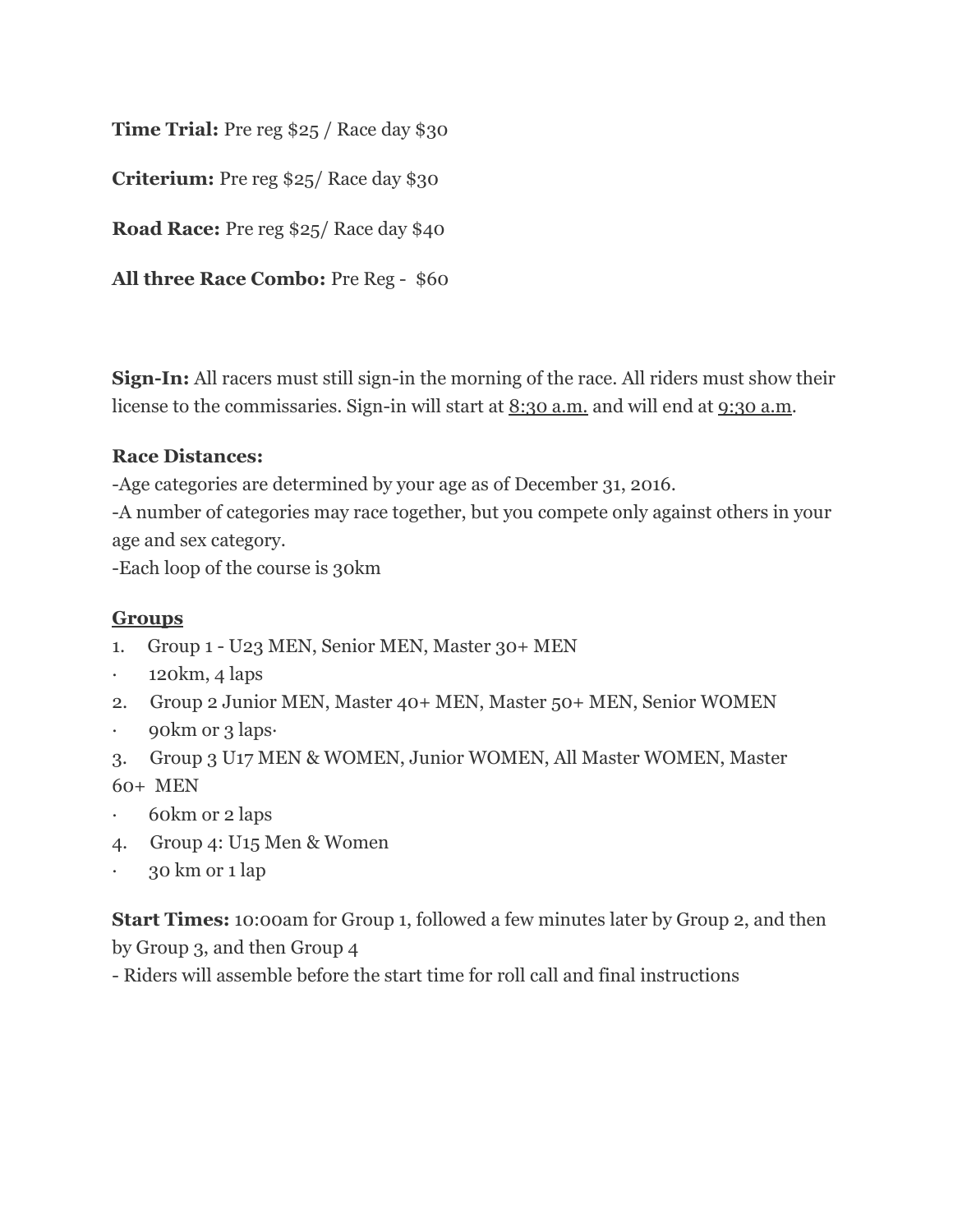**Time Trial:** Pre reg $25 / Race day $30

**Criterium:** Pre reg $25/ Race day $30

**Road Race:** Pre reg $25/ Race day $40

**All three Race Combo:** Pre Reg - $60

**Sign-In:** All racers must still sign-in the morning of the race. All riders must show their license to the commissaries. Sign-in will start at <u>8:30 a.m.</u> and will end at <u>9:30 a.m</u>.

**Race Distances:**
-Age categories are determined by your age as of December 31, 2016.
-A number of categories may race together, but you compete only against others in your age and sex category.
-Each loop of the course is 30km

**<u>Groups</u>**

1. Group 1 - U23 MEN, Senior MEN, Master 30+ MEN
   - 120km, 4 laps
2. Group 2 Junior MEN, Master 40+ MEN, Master 50+ MEN, Senior WOMEN
   - 90km or 3 laps·
3. Group 3 U17 MEN & WOMEN, Junior WOMEN, All Master WOMEN, Master 60+ MEN
   - 60km or 2 laps
4. Group 4: U15 Men & Women
   - 30 km or 1 lap

**Start Times:** 10:00am for Group 1, followed a few minutes later by Group 2, and then by Group 3, and then Group 4
- Riders will assemble before the start time for roll call and final instructions